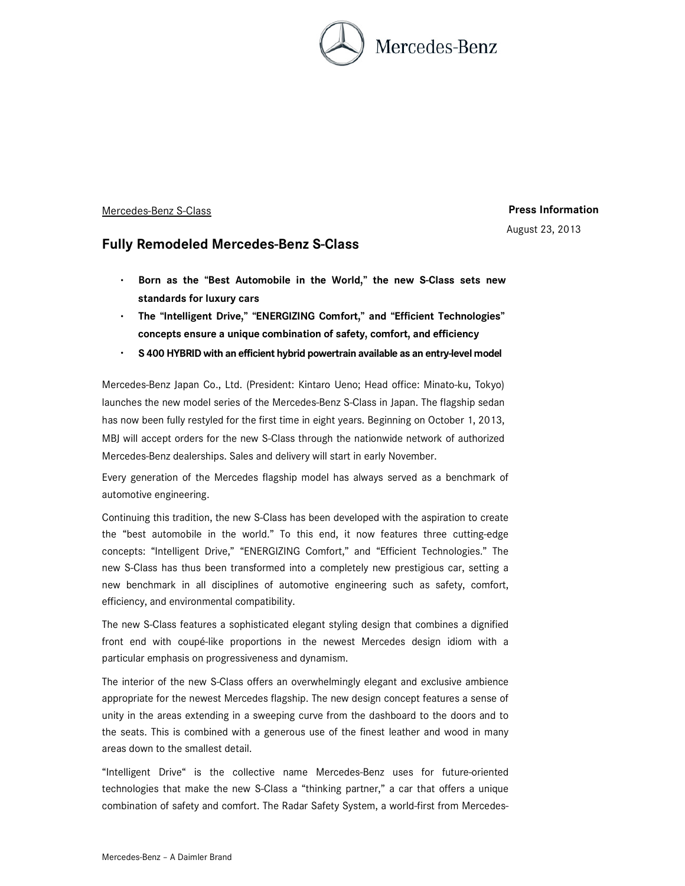Mercedes-Benz S-Class

**Press Information**

August 23, 2013

# Fully Remodeled Mercedes-Benz S-Class

- **Born as the "Best Automobile in the World," the new S-Class sets new standards for luxury cars**
- **The "Intelligent Drive," "ENERGIZING Comfort," and "Efficient Technologies" concepts ensure a unique combination of safety, comfort, and efficiency**
- **S 400 HYBRID with an efficient hybrid powertrain available as an entry-level model**

Mercedes-Benz Japan Co., Ltd. (President: Kintaro Ueno; Head office: Minato-ku, Tokyo) launches the new model series of the Mercedes-Benz S-Class in Japan. The flagship sedan has now been fully restyled for the first time in eight years. Beginning on October 1, 2013, MBJ will accept orders for the new S-Class through the nationwide network of authorized Mercedes-Benz dealerships. Sales and delivery will start in early November.

Every generation of the Mercedes flagship model has always served as a benchmark of automotive engineering.

Continuing this tradition, the new S-Class has been developed with the aspiration to create the "best automobile in the world." To this end, it now features three cutting-edge concepts: "Intelligent Drive," "ENERGIZING Comfort," and "Efficient Technologies." The new S-Class has thus been transformed into a completely new prestigious car, setting a new benchmark in all disciplines of automotive engineering such as safety, comfort, efficiency, and environmental compatibility.

The new S-Class features a sophisticated elegant styling design that combines a dignified front end with coupé-like proportions in the newest Mercedes design idiom with a particular emphasis on progressiveness and dynamism.

The interior of the new S-Class offers an overwhelmingly elegant and exclusive ambience appropriate for the newest Mercedes flagship. The new design concept features a sense of unity in the areas extending in a sweeping curve from the dashboard to the doors and to the seats. This is combined with a generous use of the finest leather and wood in many areas down to the smallest detail.

"Intelligent Drive" is the collective name Mercedes-Benz uses for future-oriented technologies that make the new S-Class a "thinking partner," a car that offers a unique combination of safety and comfort. The Radar Safety System, a world-first from Mercedes-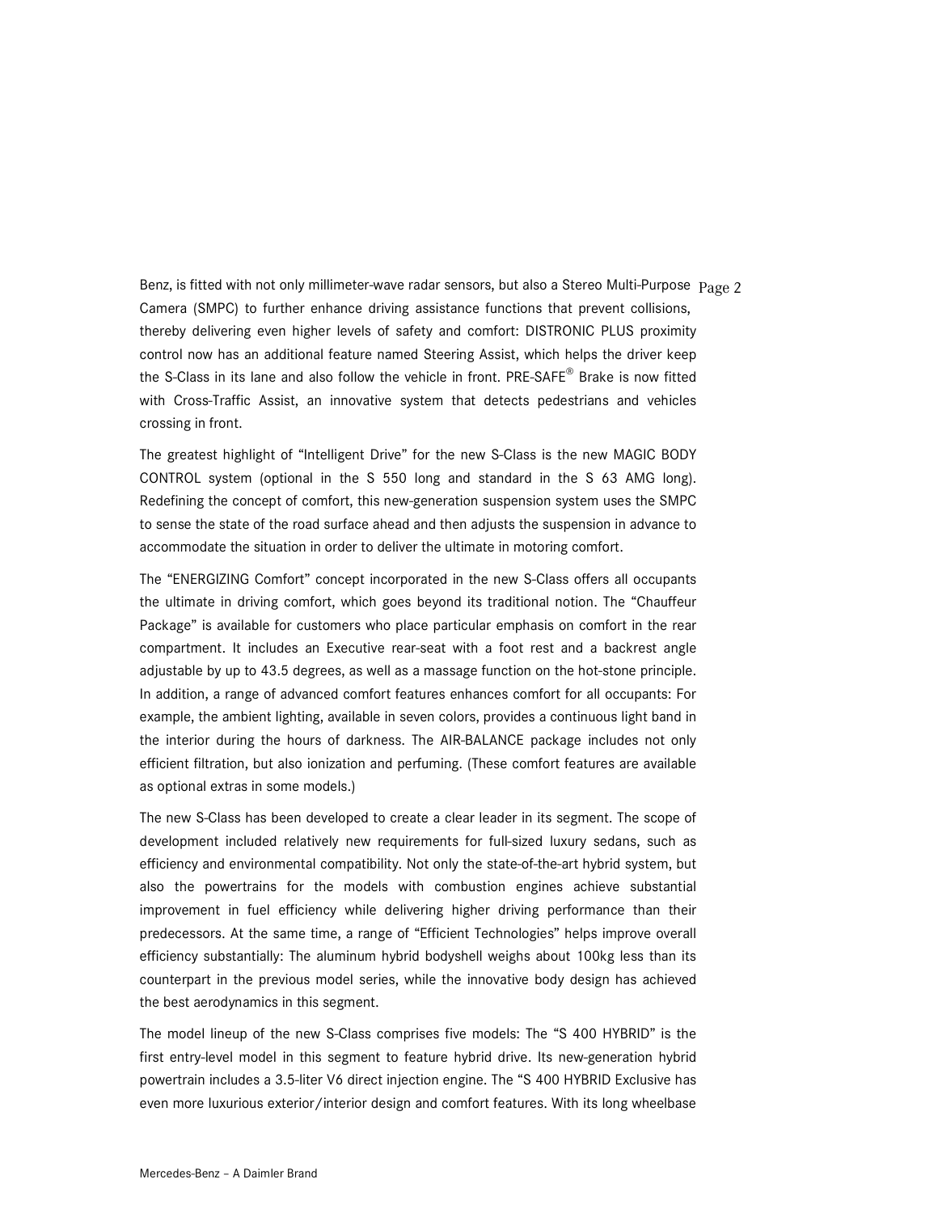Benz, is fitted with not only millimeter-wave radar sensors, but also a Stereo Multi-Purpose Camera (SMPC) to further enhance driving assistance functions that prevent collisions, thereby delivering even higher levels of safety and comfort: DISTRONIC PLUS proximity control now has an additional feature named Steering Assist, which helps the driver keep the S-Class in its lane and also follow the vehicle in front. PRE-SAFE® Brake is now fitted with Cross-Traffic Assist, an innovative system that detects pedestrians and vehicles crossing in front.

The greatest highlight of "Intelligent Drive" for the new S-Class is the new MAGIC BODY CONTROL system (optional in the S 550 long and standard in the S 63 AMG long). Redefining the concept of comfort, this new-generation suspension system uses the SMPC to sense the state of the road surface ahead and then adjusts the suspension in advance to accommodate the situation in order to deliver the ultimate in motoring comfort.

The "ENERGIZING Comfort" concept incorporated in the new S-Class offers all occupants the ultimate in driving comfort, which goes beyond its traditional notion. The "Chauffeur Package" is available for customers who place particular emphasis on comfort in the rear compartment. It includes an Executive rear-seat with a foot rest and a backrest angle adjustable by up to 43.5 degrees, as well as a massage function on the hot-stone principle. In addition, a range of advanced comfort features enhances comfort for all occupants: For example, the ambient lighting, available in seven colors, provides a continuous light band in the interior during the hours of darkness. The AIR-BALANCE package includes not only efficient filtration, but also ionization and perfuming. (These comfort features are available as optional extras in some models.)

The new S-Class has been developed to create a clear leader in its segment. The scope of development included relatively new requirements for full-sized luxury sedans, such as efficiency and environmental compatibility. Not only the state-of-the-art hybrid system, but also the powertrains for the models with combustion engines achieve substantial improvement in fuel efficiency while delivering higher driving performance than their predecessors. At the same time, a range of "Efficient Technologies" helps improve overall efficiency substantially: The aluminum hybrid bodyshell weighs about 100kg less than its counterpart in the previous model series, while the innovative body design has achieved the best aerodynamics in this segment.

The model lineup of the new S-Class comprises five models: The "S 400 HYBRID" is the first entry-level model in this segment to feature hybrid drive. Its new-generation hybrid powertrain includes a 3.5-liter V6 direct injection engine. The "S 400 HYBRID Exclusive has even more luxurious exterior/interior design and comfort features. With its long wheelbase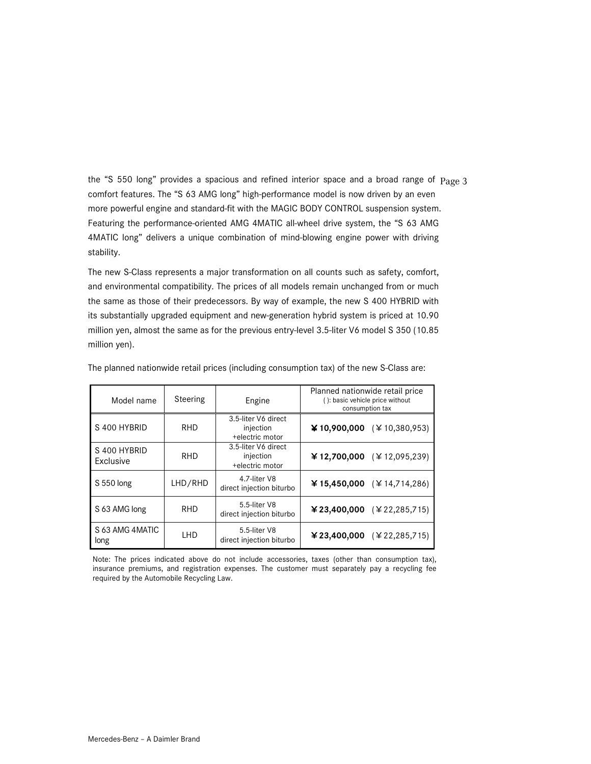the "S 550 long" provides a spacious and refined interior space and a broad range of comfort features. The "S 63 AMG long" high-performance model is now driven by an even more powerful engine and standard-fit with the MAGIC BODY CONTROL suspension system. Featuring the performance-oriented AMG 4MATIC all-wheel drive system, the "S 63 AMG 4MATIC long" delivers a unique combination of mind-blowing engine power with driving stability.

The new S-Class represents a major transformation on all counts such as safety, comfort, and environmental compatibility. The prices of all models remain unchanged from or much the same as those of their predecessors. By way of example, the new S 400 HYBRID with its substantially upgraded equipment and new-generation hybrid system is priced at 10.90 million yen, almost the same as for the previous entry-level 3.5-liter V6 model S 350 (10.85 million yen).

The planned nationwide retail prices (including consumption tax) of the new S-Class are:

| Model name | Steering | Engine | Planned nationwide retail price ( ): basic vehicle price without consumption tax |
|---|---|---|---|
| S 400 HYBRID | RHD | 3.5-liter V6 direct injection +electric motor | **¥10,900,000** (¥10,380,953) |
| S 400 HYBRID Exclusive | RHD | 3.5-liter V6 direct injection +electric motor | **¥12,700,000** (¥12,095,239) |
| S 550 long | LHD/RHD | 4.7-liter V8 direct injection biturbo | **¥15,450,000** (¥14,714,286) |
| S 63 AMG long | RHD | 5.5-liter V8 direct injection biturbo | **¥23,400,000** (¥22,285,715) |
| S 63 AMG 4MATIC long | LHD | 5.5-liter V8 direct injection biturbo | **¥23,400,000** (¥22,285,715) |

Note: The prices indicated above do not include accessories, taxes (other than consumption tax), insurance premiums, and registration expenses. The customer must separately pay a recycling fee required by the Automobile Recycling Law.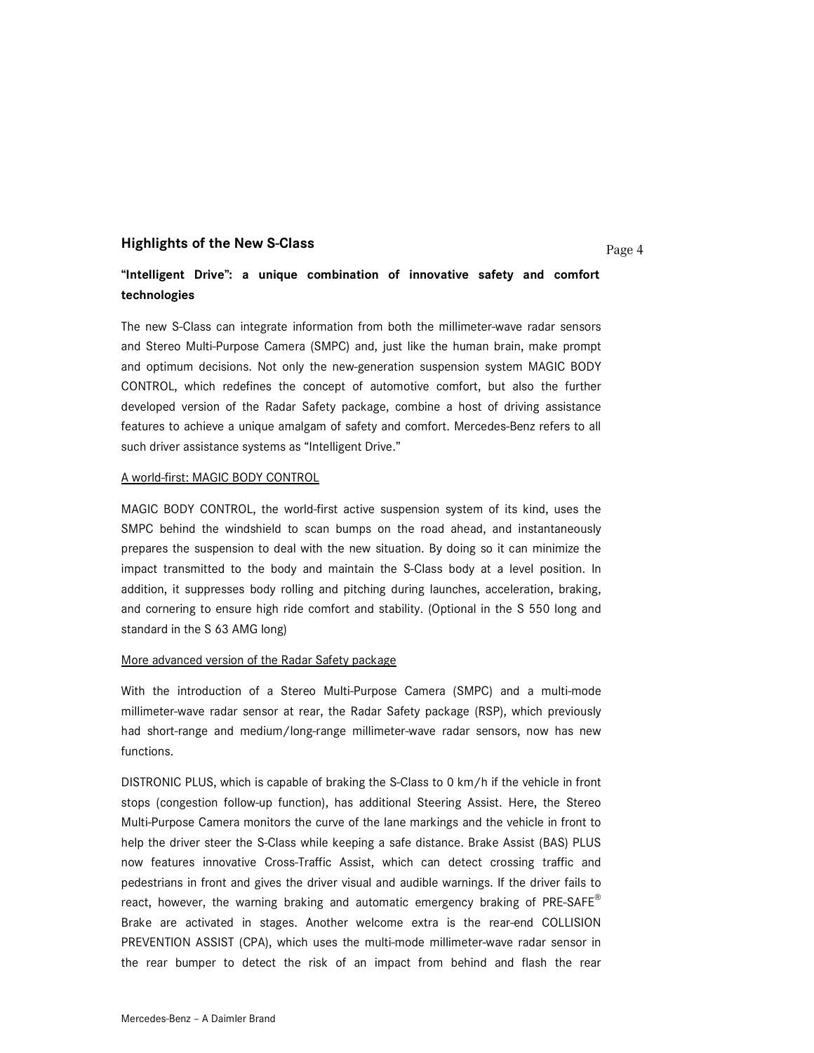## Highlights of the New S-Class

### "Intelligent Drive": a unique combination of innovative safety and comfort technologies

The new S-Class can integrate information from both the millimeter-wave radar sensors and Stereo Multi-Purpose Camera (SMPC) and, just like the human brain, make prompt and optimum decisions. Not only the new-generation suspension system MAGIC BODY CONTROL, which redefines the concept of automotive comfort, but also the further developed version of the Radar Safety package, combine a host of driving assistance features to achieve a unique amalgam of safety and comfort. Mercedes-Benz refers to all such driver assistance systems as "Intelligent Drive."

A world-first: MAGIC BODY CONTROL

MAGIC BODY CONTROL, the world-first active suspension system of its kind, uses the SMPC behind the windshield to scan bumps on the road ahead, and instantaneously prepares the suspension to deal with the new situation. By doing so it can minimize the impact transmitted to the body and maintain the S-Class body at a level position. In addition, it suppresses body rolling and pitching during launches, acceleration, braking, and cornering to ensure high ride comfort and stability. (Optional in the S 550 long and standard in the S 63 AMG long)

More advanced version of the Radar Safety package

With the introduction of a Stereo Multi-Purpose Camera (SMPC) and a multi-mode millimeter-wave radar sensor at rear, the Radar Safety package (RSP), which previously had short-range and medium/long-range millimeter-wave radar sensors, now has new functions.

DISTRONIC PLUS, which is capable of braking the S-Class to 0 km/h if the vehicle in front stops (congestion follow-up function), has additional Steering Assist. Here, the Stereo Multi-Purpose Camera monitors the curve of the lane markings and the vehicle in front to help the driver steer the S-Class while keeping a safe distance. Brake Assist (BAS) PLUS now features innovative Cross-Traffic Assist, which can detect crossing traffic and pedestrians in front and gives the driver visual and audible warnings. If the driver fails to react, however, the warning braking and automatic emergency braking of PRE-SAFE® Brake are activated in stages. Another welcome extra is the rear-end COLLISION PREVENTION ASSIST (CPA), which uses the multi-mode millimeter-wave radar sensor in the rear bumper to detect the risk of an impact from behind and flash the rear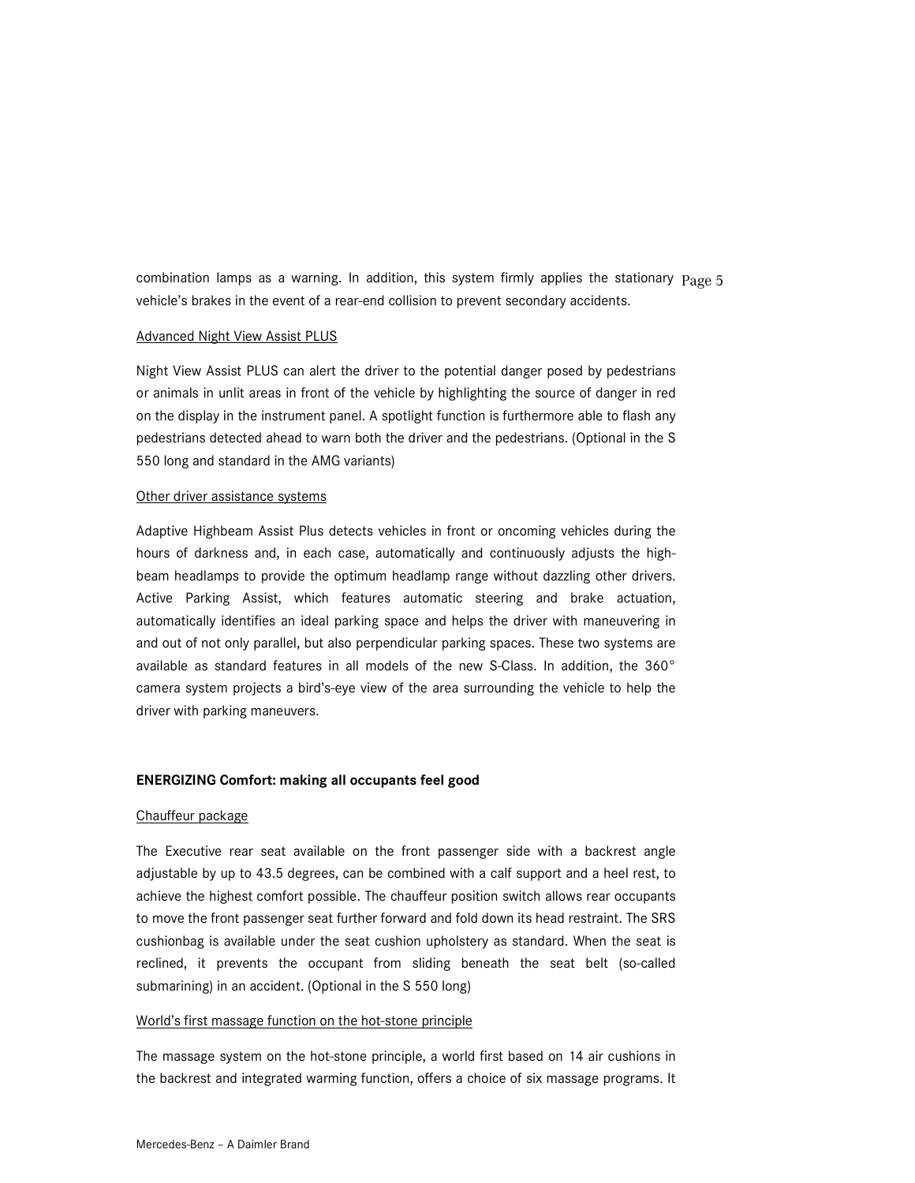combination lamps as a warning. In addition, this system firmly applies the stationary vehicle's brakes in the event of a rear-end collision to prevent secondary accidents.

Advanced Night View Assist PLUS

Night View Assist PLUS can alert the driver to the potential danger posed by pedestrians or animals in unlit areas in front of the vehicle by highlighting the source of danger in red on the display in the instrument panel. A spotlight function is furthermore able to flash any pedestrians detected ahead to warn both the driver and the pedestrians. (Optional in the S 550 long and standard in the AMG variants)

Other driver assistance systems

Adaptive Highbeam Assist Plus detects vehicles in front or oncoming vehicles during the hours of darkness and, in each case, automatically and continuously adjusts the high-beam headlamps to provide the optimum headlamp range without dazzling other drivers. Active Parking Assist, which features automatic steering and brake actuation, automatically identifies an ideal parking space and helps the driver with maneuvering in and out of not only parallel, but also perpendicular parking spaces. These two systems are available as standard features in all models of the new S-Class. In addition, the 360° camera system projects a bird's-eye view of the area surrounding the vehicle to help the driver with parking maneuvers.

**ENERGIZING Comfort: making all occupants feel good**

Chauffeur package

The Executive rear seat available on the front passenger side with a backrest angle adjustable by up to 43.5 degrees, can be combined with a calf support and a heel rest, to achieve the highest comfort possible. The chauffeur position switch allows rear occupants to move the front passenger seat further forward and fold down its head restraint. The SRS cushionbag is available under the seat cushion upholstery as standard. When the seat is reclined, it prevents the occupant from sliding beneath the seat belt (so-called submarining) in an accident. (Optional in the S 550 long)

World's first massage function on the hot-stone principle

The massage system on the hot-stone principle, a world first based on 14 air cushions in the backrest and integrated warming function, offers a choice of six massage programs. It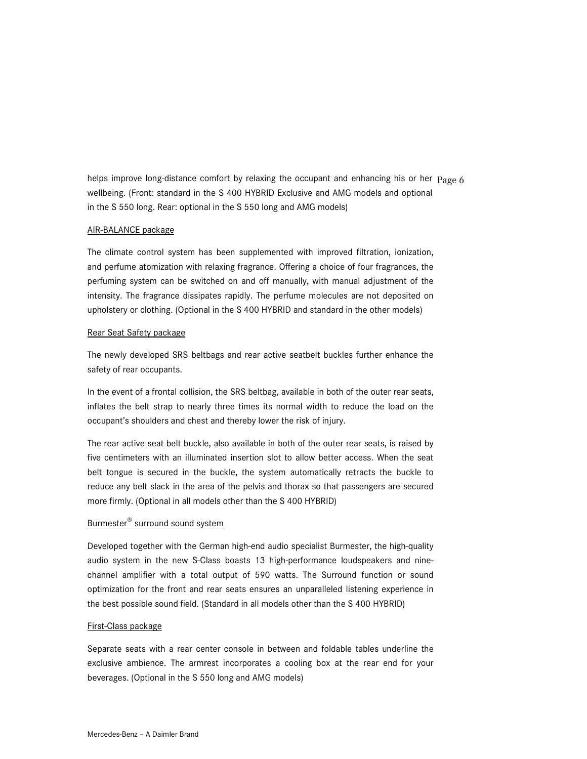helps improve long-distance comfort by relaxing the occupant and enhancing his or her wellbeing. (Front: standard in the S 400 HYBRID Exclusive and AMG models and optional in the S 550 long. Rear: optional in the S 550 long and AMG models)

<u>AIR-BALANCE package</u>

The climate control system has been supplemented with improved filtration, ionization, and perfume atomization with relaxing fragrance. Offering a choice of four fragrances, the perfuming system can be switched on and off manually, with manual adjustment of the intensity. The fragrance dissipates rapidly. The perfume molecules are not deposited on upholstery or clothing. (Optional in the S 400 HYBRID and standard in the other models)

<u>Rear Seat Safety package</u>

The newly developed SRS beltbags and rear active seatbelt buckles further enhance the safety of rear occupants.

In the event of a frontal collision, the SRS beltbag, available in both of the outer rear seats, inflates the belt strap to nearly three times its normal width to reduce the load on the occupant's shoulders and chest and thereby lower the risk of injury.

The rear active seat belt buckle, also available in both of the outer rear seats, is raised by five centimeters with an illuminated insertion slot to allow better access. When the seat belt tongue is secured in the buckle, the system automatically retracts the buckle to reduce any belt slack in the area of the pelvis and thorax so that passengers are secured more firmly. (Optional in all models other than the S 400 HYBRID)

<u>Burmester® surround sound system</u>

Developed together with the German high-end audio specialist Burmester, the high-quality audio system in the new S-Class boasts 13 high-performance loudspeakers and nine-channel amplifier with a total output of 590 watts. The Surround function or sound optimization for the front and rear seats ensures an unparalleled listening experience in the best possible sound field. (Standard in all models other than the S 400 HYBRID)

<u>First-Class package</u>

Separate seats with a rear center console in between and foldable tables underline the exclusive ambience. The armrest incorporates a cooling box at the rear end for your beverages. (Optional in the S 550 long and AMG models)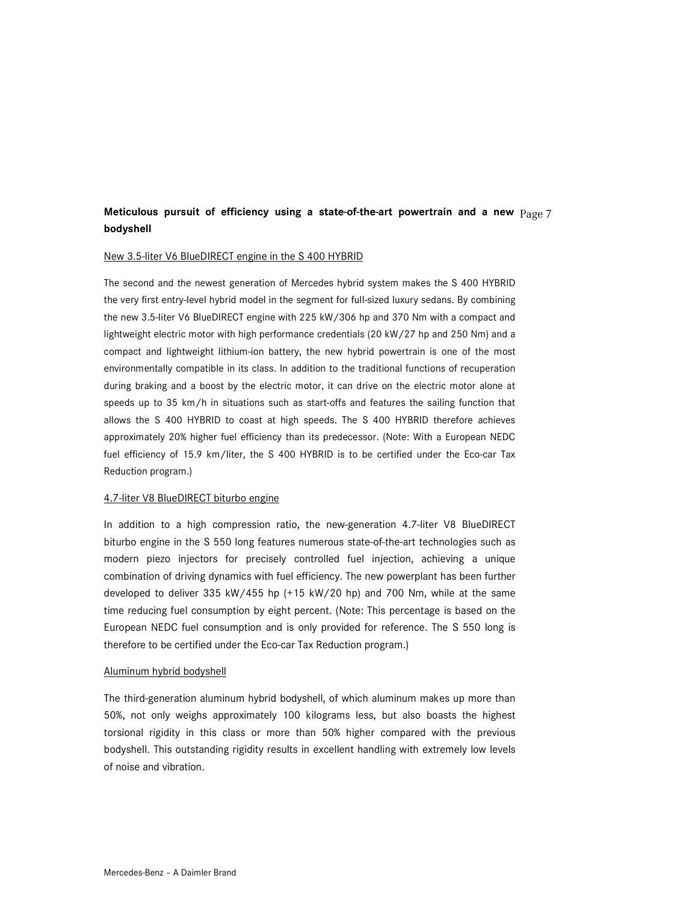## Meticulous pursuit of efficiency using a state-of-the-art powertrain and a new bodyshell

New 3.5-liter V6 BlueDIRECT engine in the S 400 HYBRID

The second and the newest generation of Mercedes hybrid system makes the S 400 HYBRID the very first entry-level hybrid model in the segment for full-sized luxury sedans. By combining the new 3.5-liter V6 BlueDIRECT engine with 225 kW/306 hp and 370 Nm with a compact and lightweight electric motor with high performance credentials (20 kW/27 hp and 250 Nm) and a compact and lightweight lithium-ion battery, the new hybrid powertrain is one of the most environmentally compatible in its class. In addition to the traditional functions of recuperation during braking and a boost by the electric motor, it can drive on the electric motor alone at speeds up to 35 km/h in situations such as start-offs and features the sailing function that allows the S 400 HYBRID to coast at high speeds. The S 400 HYBRID therefore achieves approximately 20% higher fuel efficiency than its predecessor. (Note: With a European NEDC fuel efficiency of 15.9 km/liter, the S 400 HYBRID is to be certified under the Eco-car Tax Reduction program.)

4.7-liter V8 BlueDIRECT biturbo engine

In addition to a high compression ratio, the new-generation 4.7-liter V8 BlueDIRECT biturbo engine in the S 550 long features numerous state-of-the-art technologies such as modern piezo injectors for precisely controlled fuel injection, achieving a unique combination of driving dynamics with fuel efficiency. The new powerplant has been further developed to deliver 335 kW/455 hp (+15 kW/20 hp) and 700 Nm, while at the same time reducing fuel consumption by eight percent. (Note: This percentage is based on the European NEDC fuel consumption and is only provided for reference. The S 550 long is therefore to be certified under the Eco-car Tax Reduction program.)

Aluminum hybrid bodyshell

The third-generation aluminum hybrid bodyshell, of which aluminum makes up more than 50%, not only weighs approximately 100 kilograms less, but also boasts the highest torsional rigidity in this class or more than 50% higher compared with the previous bodyshell. This outstanding rigidity results in excellent handling with extremely low levels of noise and vibration.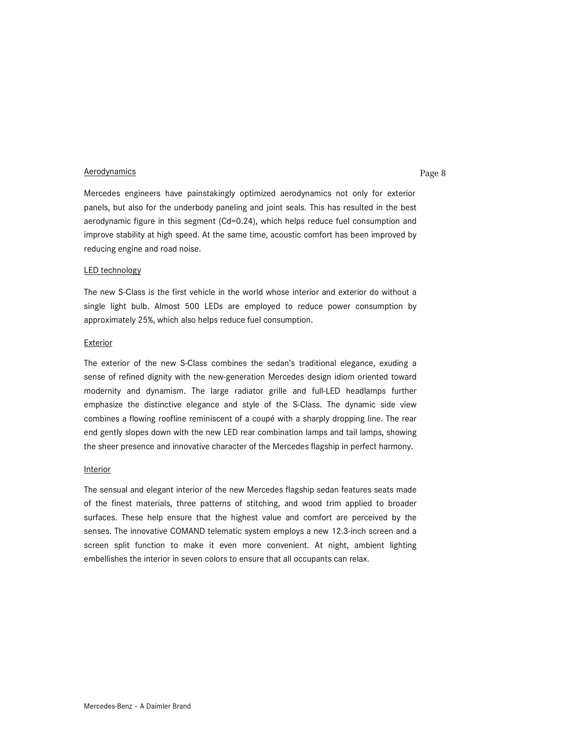## Aerodynamics

Mercedes engineers have painstakingly optimized aerodynamics not only for exterior panels, but also for the underbody paneling and joint seals. This has resulted in the best aerodynamic figure in this segment (Cd=0.24), which helps reduce fuel consumption and improve stability at high speed. At the same time, acoustic comfort has been improved by reducing engine and road noise.

## LED technology

The new S-Class is the first vehicle in the world whose interior and exterior do without a single light bulb. Almost 500 LEDs are employed to reduce power consumption by approximately 25%, which also helps reduce fuel consumption.

## Exterior

The exterior of the new S-Class combines the sedan's traditional elegance, exuding a sense of refined dignity with the new-generation Mercedes design idiom oriented toward modernity and dynamism. The large radiator grille and full-LED headlamps further emphasize the distinctive elegance and style of the S-Class. The dynamic side view combines a flowing roofline reminiscent of a coupé with a sharply dropping line. The rear end gently slopes down with the new LED rear combination lamps and tail lamps, showing the sheer presence and innovative character of the Mercedes flagship in perfect harmony.

## Interior

The sensual and elegant interior of the new Mercedes flagship sedan features seats made of the finest materials, three patterns of stitching, and wood trim applied to broader surfaces. These help ensure that the highest value and comfort are perceived by the senses. The innovative COMAND telematic system employs a new 12.3-inch screen and a screen split function to make it even more convenient. At night, ambient lighting embellishes the interior in seven colors to ensure that all occupants can relax.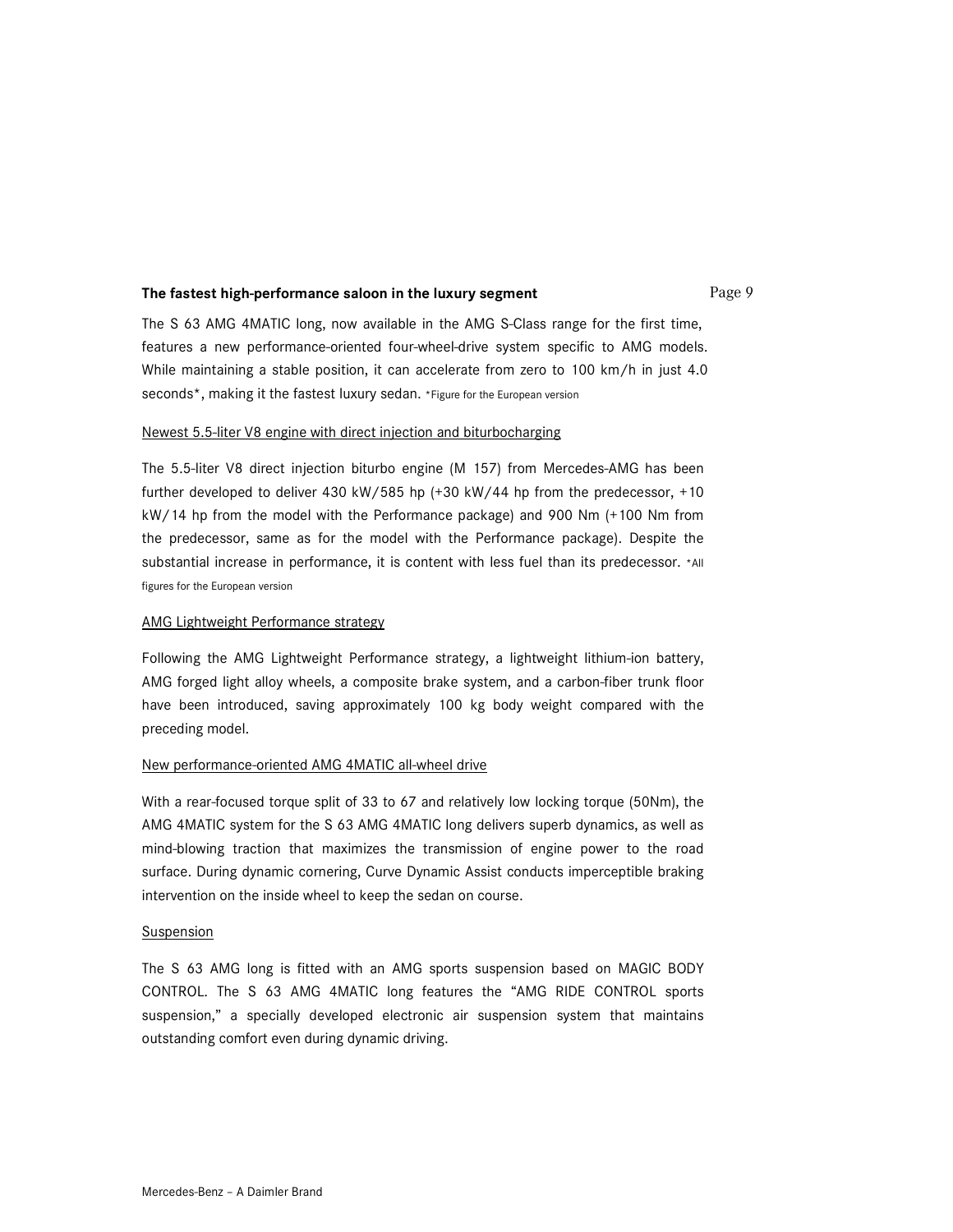**The fastest high-performance saloon in the luxury segment**

The S 63 AMG 4MATIC long, now available in the AMG S-Class range for the first time, features a new performance-oriented four-wheel-drive system specific to AMG models. While maintaining a stable position, it can accelerate from zero to 100 km/h in just 4.0 seconds*, making it the fastest luxury sedan. *Figure for the European version

Newest 5.5-liter V8 engine with direct injection and biturbocharging

The 5.5-liter V8 direct injection biturbo engine (M 157) from Mercedes-AMG has been further developed to deliver 430 kW/585 hp (+30 kW/44 hp from the predecessor, +10 kW/14 hp from the model with the Performance package) and 900 Nm (+100 Nm from the predecessor, same as for the model with the Performance package). Despite the substantial increase in performance, it is content with less fuel than its predecessor. *All figures for the European version

AMG Lightweight Performance strategy

Following the AMG Lightweight Performance strategy, a lightweight lithium-ion battery, AMG forged light alloy wheels, a composite brake system, and a carbon-fiber trunk floor have been introduced, saving approximately 100 kg body weight compared with the preceding model.

New performance-oriented AMG 4MATIC all-wheel drive

With a rear-focused torque split of 33 to 67 and relatively low locking torque (50Nm), the AMG 4MATIC system for the S 63 AMG 4MATIC long delivers superb dynamics, as well as mind-blowing traction that maximizes the transmission of engine power to the road surface. During dynamic cornering, Curve Dynamic Assist conducts imperceptible braking intervention on the inside wheel to keep the sedan on course.

Suspension

The S 63 AMG long is fitted with an AMG sports suspension based on MAGIC BODY CONTROL. The S 63 AMG 4MATIC long features the "AMG RIDE CONTROL sports suspension," a specially developed electronic air suspension system that maintains outstanding comfort even during dynamic driving.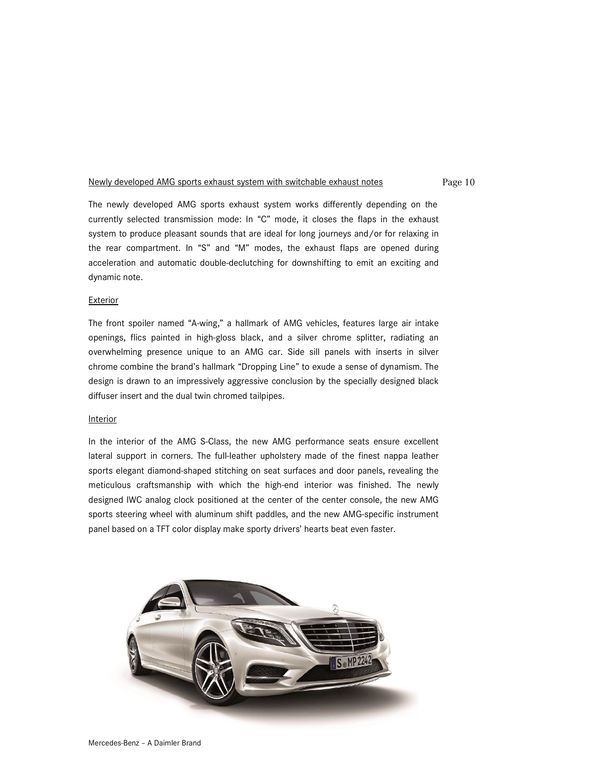Newly developed AMG sports exhaust system with switchable exhaust notes

The newly developed AMG sports exhaust system works differently depending on the currently selected transmission mode: In "C" mode, it closes the flaps in the exhaust system to produce pleasant sounds that are ideal for long journeys and/or for relaxing in the rear compartment. In "S" and "M" modes, the exhaust flaps are opened during acceleration and automatic double-declutching for downshifting to emit an exciting and dynamic note.

Exterior

The front spoiler named "A-wing," a hallmark of AMG vehicles, features large air intake openings, flics painted in high-gloss black, and a silver chrome splitter, radiating an overwhelming presence unique to an AMG car. Side sill panels with inserts in silver chrome combine the brand's hallmark "Dropping Line" to exude a sense of dynamism. The design is drawn to an impressively aggressive conclusion by the specially designed black diffuser insert and the dual twin chromed tailpipes.

Interior

In the interior of the AMG S-Class, the new AMG performance seats ensure excellent lateral support in corners. The full-leather upholstery made of the finest nappa leather sports elegant diamond-shaped stitching on seat surfaces and door panels, revealing the meticulous craftsmanship with which the high-end interior was finished. The newly designed IWC analog clock positioned at the center of the center console, the new AMG sports steering wheel with aluminum shift paddles, and the new AMG-specific instrument panel based on a TFT color display make sporty drivers' hearts beat even faster.